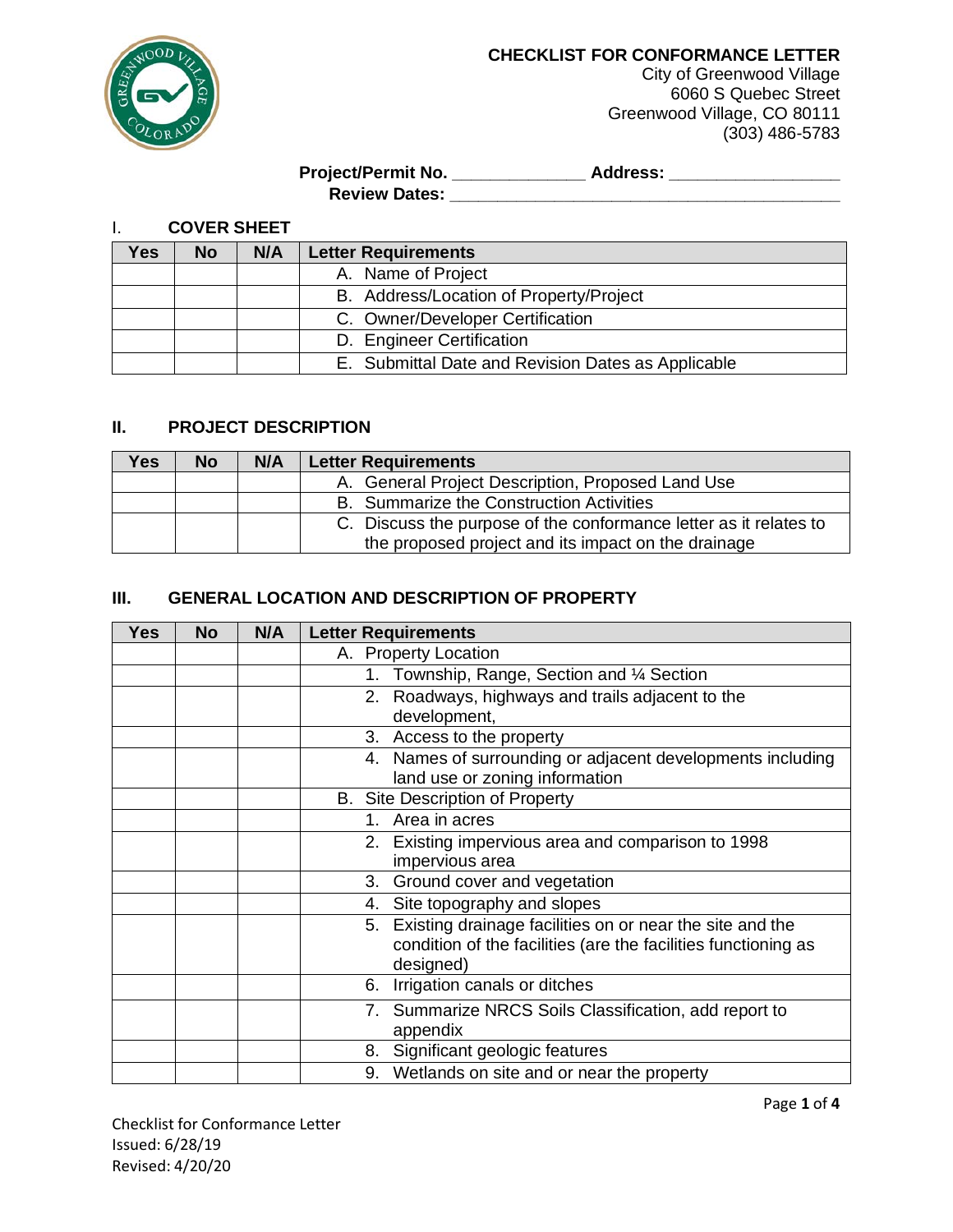**CHECKLIST FOR CONFORMANCE LETTER**
City of Greenwood Village
6060 S Quebec Street
Greenwood Village, CO 80111
(303) 486-5783

**Project/Permit No.** _____________ **Address:** _________________
**Review Dates:** ________________________________________

## I. COVER SHEET

| Yes | No | N/A | Letter Requirements |
|---|---|---|---|
| | | | A. Name of Project |
| | | | B. Address/Location of Property/Project |
| | | | C. Owner/Developer Certification |
| | | | D. Engineer Certification |
| | | | E. Submittal Date and Revision Dates as Applicable |

## II. PROJECT DESCRIPTION

| Yes | No | N/A | Letter Requirements |
|---|---|---|---|
| | | | A. General Project Description, Proposed Land Use |
| | | | B. Summarize the Construction Activities |
| | | | C. Discuss the purpose of the conformance letter as it relates to the proposed project and its impact on the drainage |

## III. GENERAL LOCATION AND DESCRIPTION OF PROPERTY

| Yes | No | N/A | Letter Requirements |
|---|---|---|---|
| | | | A. Property Location |
| | | | 1. Township, Range, Section and ¼ Section |
| | | | 2. Roadways, highways and trails adjacent to the development, |
| | | | 3. Access to the property |
| | | | 4. Names of surrounding or adjacent developments including land use or zoning information |
| | | | B. Site Description of Property |
| | | | 1. Area in acres |
| | | | 2. Existing impervious area and comparison to 1998 impervious area |
| | | | 3. Ground cover and vegetation |
| | | | 4. Site topography and slopes |
| | | | 5. Existing drainage facilities on or near the site and the condition of the facilities (are the facilities functioning as designed) |
| | | | 6. Irrigation canals or ditches |
| | | | 7. Summarize NRCS Soils Classification, add report to appendix |
| | | | 8. Significant geologic features |
| | | | 9. Wetlands on site and or near the property |

Checklist for Conformance Letter
Issued: 6/28/19
Revised: 4/20/20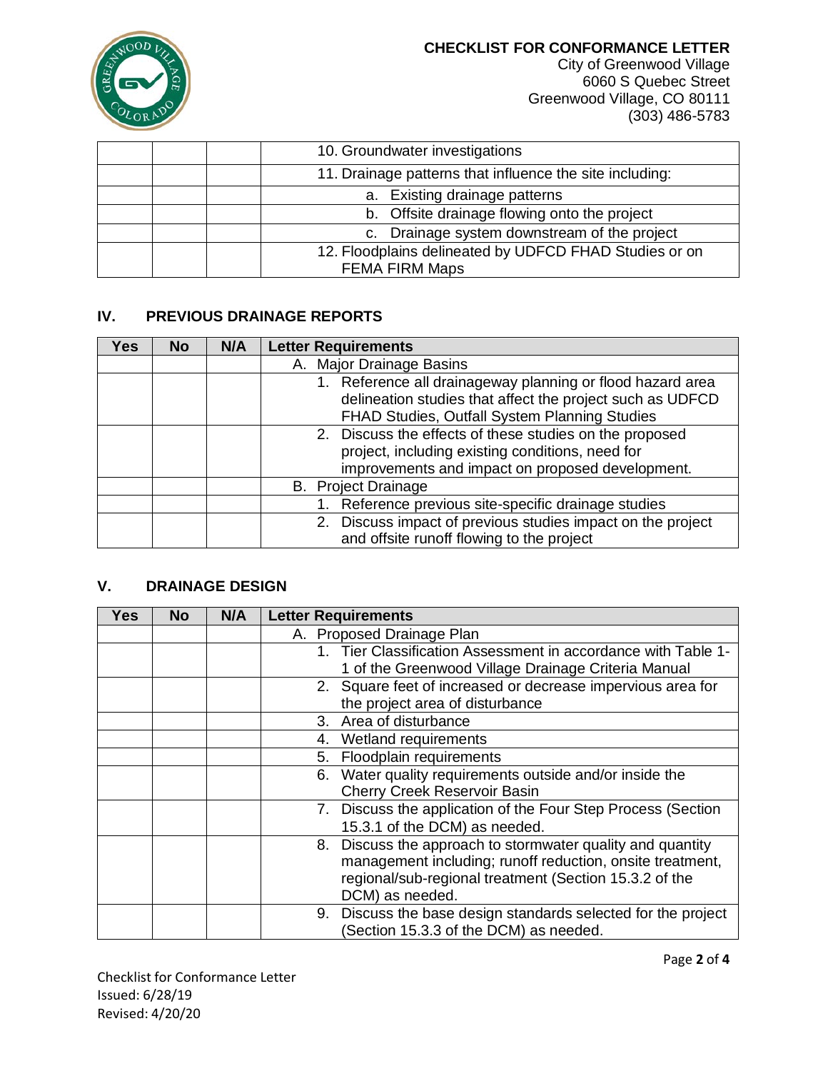| | | | |
|---|---|---|---|
| | | | 10. Groundwater investigations |
| | | | 11. Drainage patterns that influence the site including: |
| | | | a. Existing drainage patterns |
| | | | b. Offsite drainage flowing onto the project |
| | | | c. Drainage system downstream of the project |
| | | | 12. Floodplains delineated by UDFCD FHAD Studies or on FEMA FIRM Maps |

## IV. PREVIOUS DRAINAGE REPORTS

| Yes | No | N/A | Letter Requirements |
|---|---|---|---|
| | | | A. Major Drainage Basins |
| | | | 1. Reference all drainageway planning or flood hazard area delineation studies that affect the project such as UDFCD FHAD Studies, Outfall System Planning Studies |
| | | | 2. Discuss the effects of these studies on the proposed project, including existing conditions, need for improvements and impact on proposed development. |
| | | | B. Project Drainage |
| | | | 1. Reference previous site-specific drainage studies |
| | | | 2. Discuss impact of previous studies impact on the project and offsite runoff flowing to the project |

## V. DRAINAGE DESIGN

| Yes | No | N/A | Letter Requirements |
|---|---|---|---|
| | | | A. Proposed Drainage Plan |
| | | | 1. Tier Classification Assessment in accordance with Table 1-1 of the Greenwood Village Drainage Criteria Manual |
| | | | 2. Square feet of increased or decrease impervious area for the project area of disturbance |
| | | | 3. Area of disturbance |
| | | | 4. Wetland requirements |
| | | | 5. Floodplain requirements |
| | | | 6. Water quality requirements outside and/or inside the Cherry Creek Reservoir Basin |
| | | | 7. Discuss the application of the Four Step Process (Section 15.3.1 of the DCM) as needed. |
| | | | 8. Discuss the approach to stormwater quality and quantity management including; runoff reduction, onsite treatment, regional/sub-regional treatment (Section 15.3.2 of the DCM) as needed. |
| | | | 9. Discuss the base design standards selected for the project (Section 15.3.3 of the DCM) as needed. |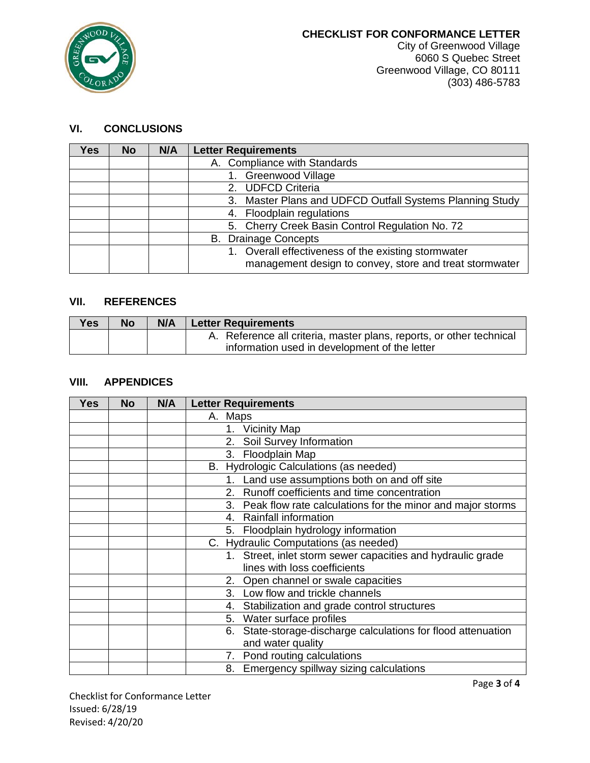## VI. CONCLUSIONS

| Yes | No | N/A | Letter Requirements |
|---|---|---|---|
| | | | A. Compliance with Standards |
| | | | 1. Greenwood Village |
| | | | 2. UDFCD Criteria |
| | | | 3. Master Plans and UDFCD Outfall Systems Planning Study |
| | | | 4. Floodplain regulations |
| | | | 5. Cherry Creek Basin Control Regulation No. 72 |
| | | | B. Drainage Concepts |
| | | | 1. Overall effectiveness of the existing stormwater management design to convey, store and treat stormwater |

## VII. REFERENCES

| Yes | No | N/A | Letter Requirements |
|---|---|---|---|
| | | | A. Reference all criteria, master plans, reports, or other technical information used in development of the letter |

## VIII. APPENDICES

| Yes | No | N/A | Letter Requirements |
|---|---|---|---|
| | | | A. Maps |
| | | | 1. Vicinity Map |
| | | | 2. Soil Survey Information |
| | | | 3. Floodplain Map |
| | | | B. Hydrologic Calculations (as needed) |
| | | | 1. Land use assumptions both on and off site |
| | | | 2. Runoff coefficients and time concentration |
| | | | 3. Peak flow rate calculations for the minor and major storms |
| | | | 4. Rainfall information |
| | | | 5. Floodplain hydrology information |
| | | | C. Hydraulic Computations (as needed) |
| | | | 1. Street, inlet storm sewer capacities and hydraulic grade lines with loss coefficients |
| | | | 2. Open channel or swale capacities |
| | | | 3. Low flow and trickle channels |
| | | | 4. Stabilization and grade control structures |
| | | | 5. Water surface profiles |
| | | | 6. State-storage-discharge calculations for flood attenuation and water quality |
| | | | 7. Pond routing calculations |
| | | | 8. Emergency spillway sizing calculations |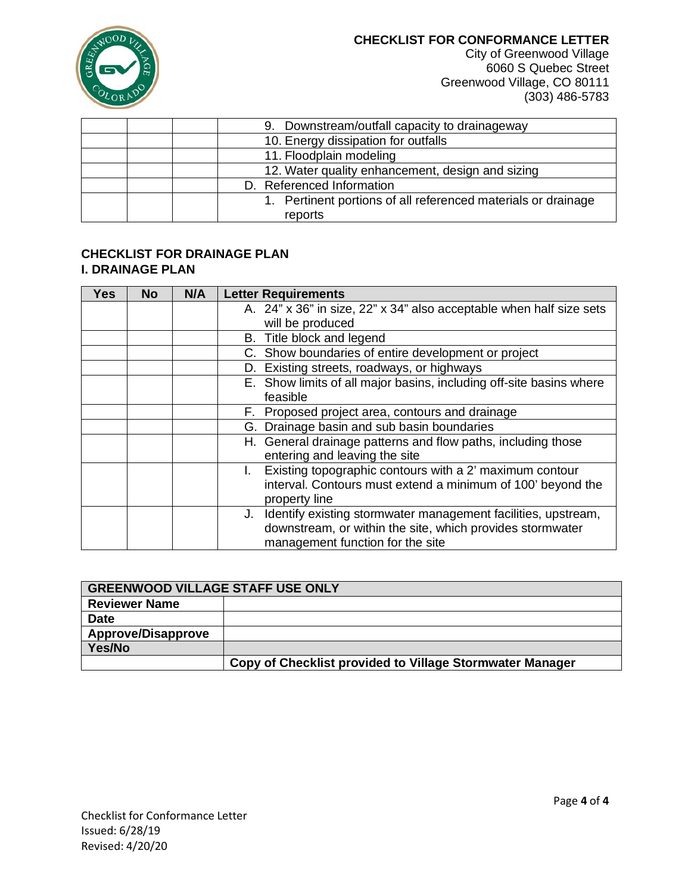**CHECKLIST FOR CONFORMANCE LETTER**
City of Greenwood Village
6060 S Quebec Street
Greenwood Village, CO 80111
(303) 486-5783

| | | | |
|---|---|---|---|
| | | | 9. Downstream/outfall capacity to drainageway |
| | | | 10. Energy dissipation for outfalls |
| | | | 11. Floodplain modeling |
| | | | 12. Water quality enhancement, design and sizing |
| | | | D. Referenced Information |
| | | | 1. Pertinent portions of all referenced materials or drainage reports |

## CHECKLIST FOR DRAINAGE PLAN

### I. DRAINAGE PLAN

| Yes | No | N/A | Letter Requirements |
|---|---|---|---|
| | | | A. 24" x 36" in size, 22" x 34" also acceptable when half size sets will be produced |
| | | | B. Title block and legend |
| | | | C. Show boundaries of entire development or project |
| | | | D. Existing streets, roadways, or highways |
| | | | E. Show limits of all major basins, including off-site basins where feasible |
| | | | F. Proposed project area, contours and drainage |
| | | | G. Drainage basin and sub basin boundaries |
| | | | H. General drainage patterns and flow paths, including those entering and leaving the site |
| | | | I. Existing topographic contours with a 2' maximum contour interval. Contours must extend a minimum of 100' beyond the property line |
| | | | J. Identify existing stormwater management facilities, upstream, downstream, or within the site, which provides stormwater management function for the site |

| GREENWOOD VILLAGE STAFF USE ONLY | |
|---|---|
| **Reviewer Name** | |
| **Date** | |
| **Approve/Disapprove** | |
| **Yes/No** | |
| | **Copy of Checklist provided to Village Stormwater Manager** |

Checklist for Conformance Letter
Issued: 6/28/19
Revised: 4/20/20